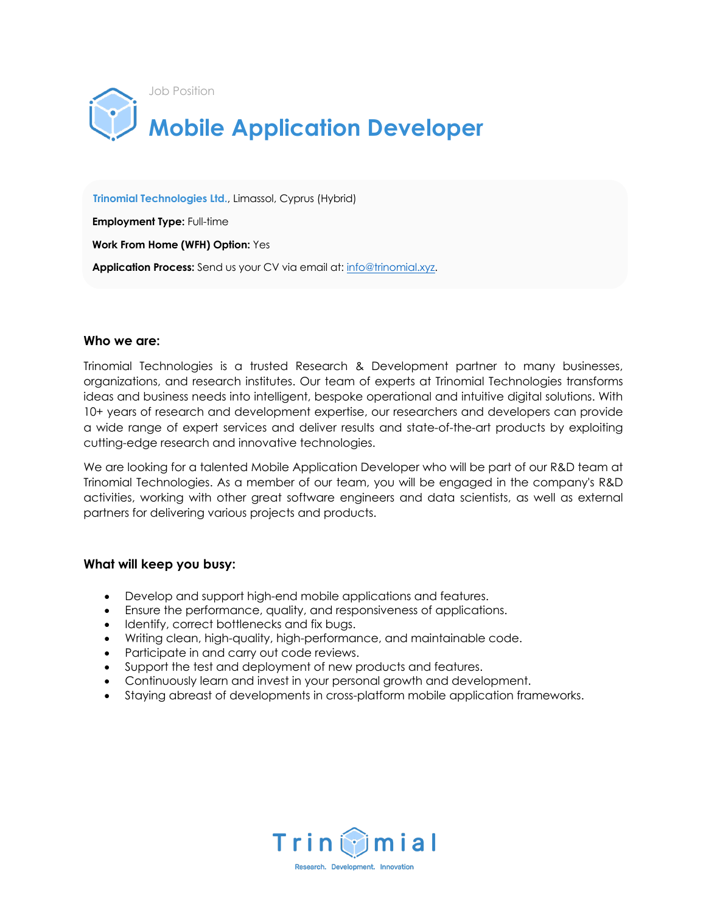Job Position

# Mobile Application Developer

**Trinomial Technologies Ltd.**, Limassol, Cyprus (Hybrid)

**Employment Type:** Full-time

**Work From Home (WFH) Option:** Yes

**Application Process:** Send us your CV via email at: info@trinomial.xyz.

### Who we are:

Trinomial Technologies is a trusted Research & Development partner to many businesses, organizations, and research institutes. Our team of experts at Trinomial Technologies transforms ideas and business needs into intelligent, bespoke operational and intuitive digital solutions. With 10+ years of research and development expertise, our researchers and developers can provide a wide range of expert services and deliver results and state-of-the-art products by exploiting cutting-edge research and innovative technologies.

We are looking for a talented Mobile Application Developer who will be part of our R&D team at Trinomial Technologies. As a member of our team, you will be engaged in the company's R&D activities, working with other great software engineers and data scientists, as well as external partners for delivering various projects and products.

### What will keep you busy:

- Develop and support high-end mobile applications and features.
- Ensure the performance, quality, and responsiveness of applications.
- Identify, correct bottlenecks and fix bugs.
- Writing clean, high-quality, high-performance, and maintainable code.
- Participate in and carry out code reviews.
- Support the test and deployment of new products and features.
- Continuously learn and invest in your personal growth and development.
- Staying abreast of developments in cross-platform mobile application frameworks.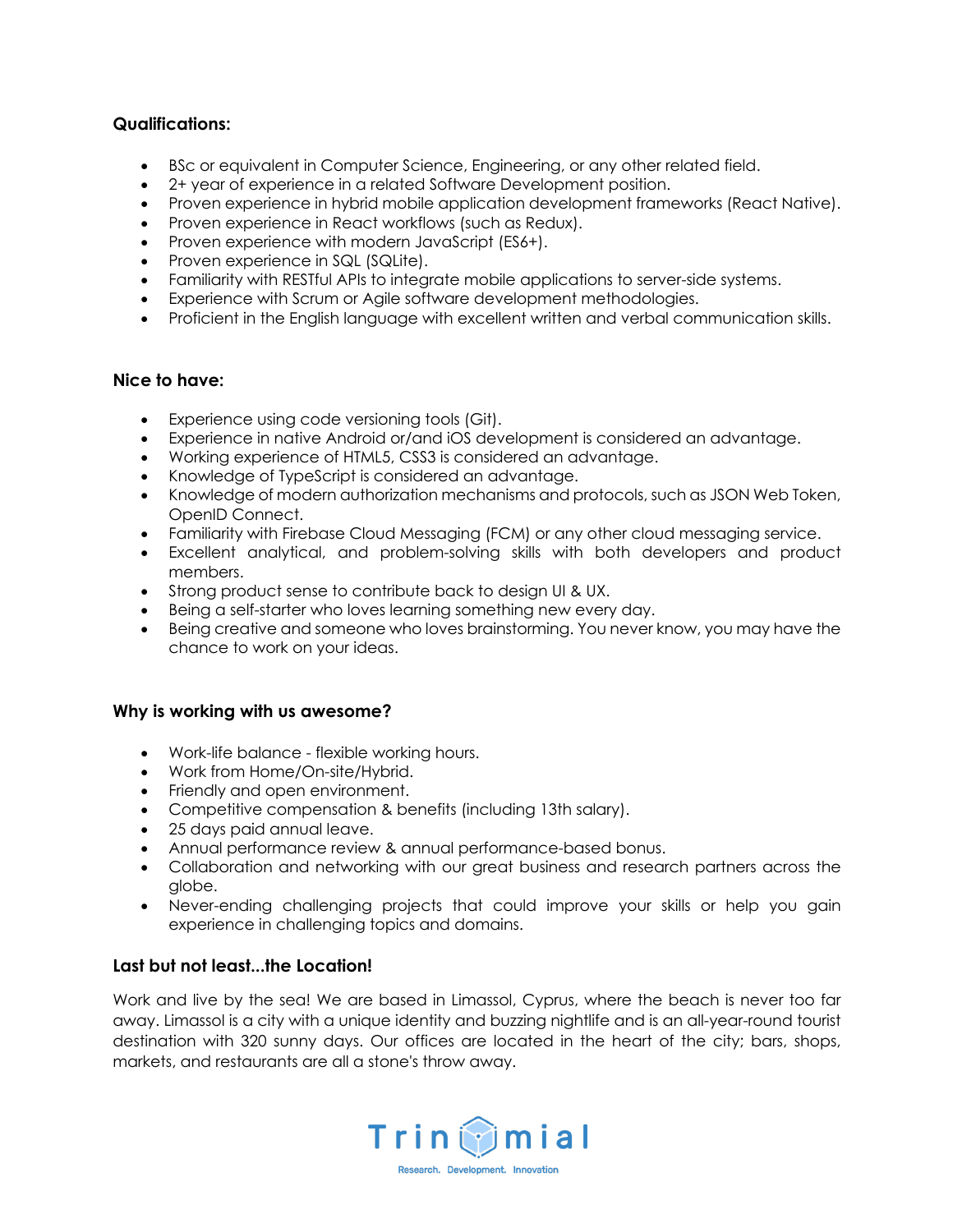### Qualifications:

- BSc or equivalent in Computer Science, Engineering, or any other related field.
- 2+ year of experience in a related Software Development position.
- Proven experience in hybrid mobile application development frameworks (React Native).
- Proven experience in React workflows (such as Redux).
- Proven experience with modern JavaScript (ES6+).
- Proven experience in SQL (SQLite).
- Familiarity with RESTful APIs to integrate mobile applications to server-side systems.
- Experience with Scrum or Agile software development methodologies.
- Proficient in the English language with excellent written and verbal communication skills.

### Nice to have:

- Experience using code versioning tools (Git).
- Experience in native Android or/and iOS development is considered an advantage.
- Working experience of HTML5, CSS3 is considered an advantage.
- Knowledge of TypeScript is considered an advantage.
- Knowledge of modern authorization mechanisms and protocols, such as JSON Web Token, OpenID Connect.
- Familiarity with Firebase Cloud Messaging (FCM) or any other cloud messaging service.
- Excellent analytical, and problem-solving skills with both developers and product members.
- Strong product sense to contribute back to design UI & UX.
- Being a self-starter who loves learning something new every day.
- Being creative and someone who loves brainstorming. You never know, you may have the chance to work on your ideas.

### Why is working with us awesome?

- Work-life balance - flexible working hours.
- Work from Home/On-site/Hybrid.
- Friendly and open environment.
- Competitive compensation & benefits (including 13th salary).
- 25 days paid annual leave.
- Annual performance review & annual performance-based bonus.
- Collaboration and networking with our great business and research partners across the globe.
- Never-ending challenging projects that could improve your skills or help you gain experience in challenging topics and domains.

### Last but not least...the Location!

Work and live by the sea! We are based in Limassol, Cyprus, where the beach is never too far away. Limassol is a city with a unique identity and buzzing nightlife and is an all-year-round tourist destination with 320 sunny days. Our offices are located in the heart of the city; bars, shops, markets, and restaurants are all a stone's throw away.

Trinomial

Research. Development. Innovation